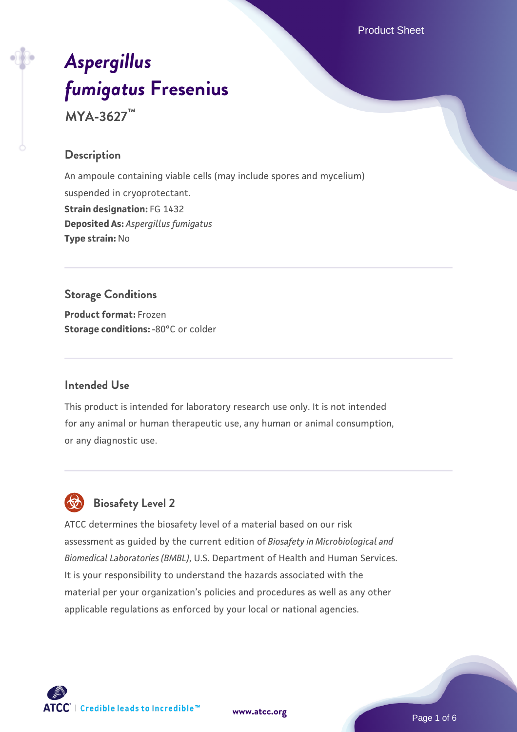Product Sheet

# *Aspergillus fumigatus* Fresenius

**MYA-3627™**

## Description

An ampoule containing viable cells (may include spores and mycelium) suspended in cryoprotectant.

**Strain designation:** FG 1432
**Deposited As:** *Aspergillus fumigatus*
**Type strain:** No

## Storage Conditions

**Product format:** Frozen
**Storage conditions:** -80°C or colder

## Intended Use

This product is intended for laboratory research use only. It is not intended for any animal or human therapeutic use, any human or animal consumption, or any diagnostic use.

## Biosafety Level 2

ATCC determines the biosafety level of a material based on our risk assessment as guided by the current edition of *Biosafety in Microbiological and Biomedical Laboratories (BMBL)*, U.S. Department of Health and Human Services. It is your responsibility to understand the hazards associated with the material per your organization's policies and procedures as well as any other applicable regulations as enforced by your local or national agencies.

ATCC | Credible leads to Incredible™ www.atcc.org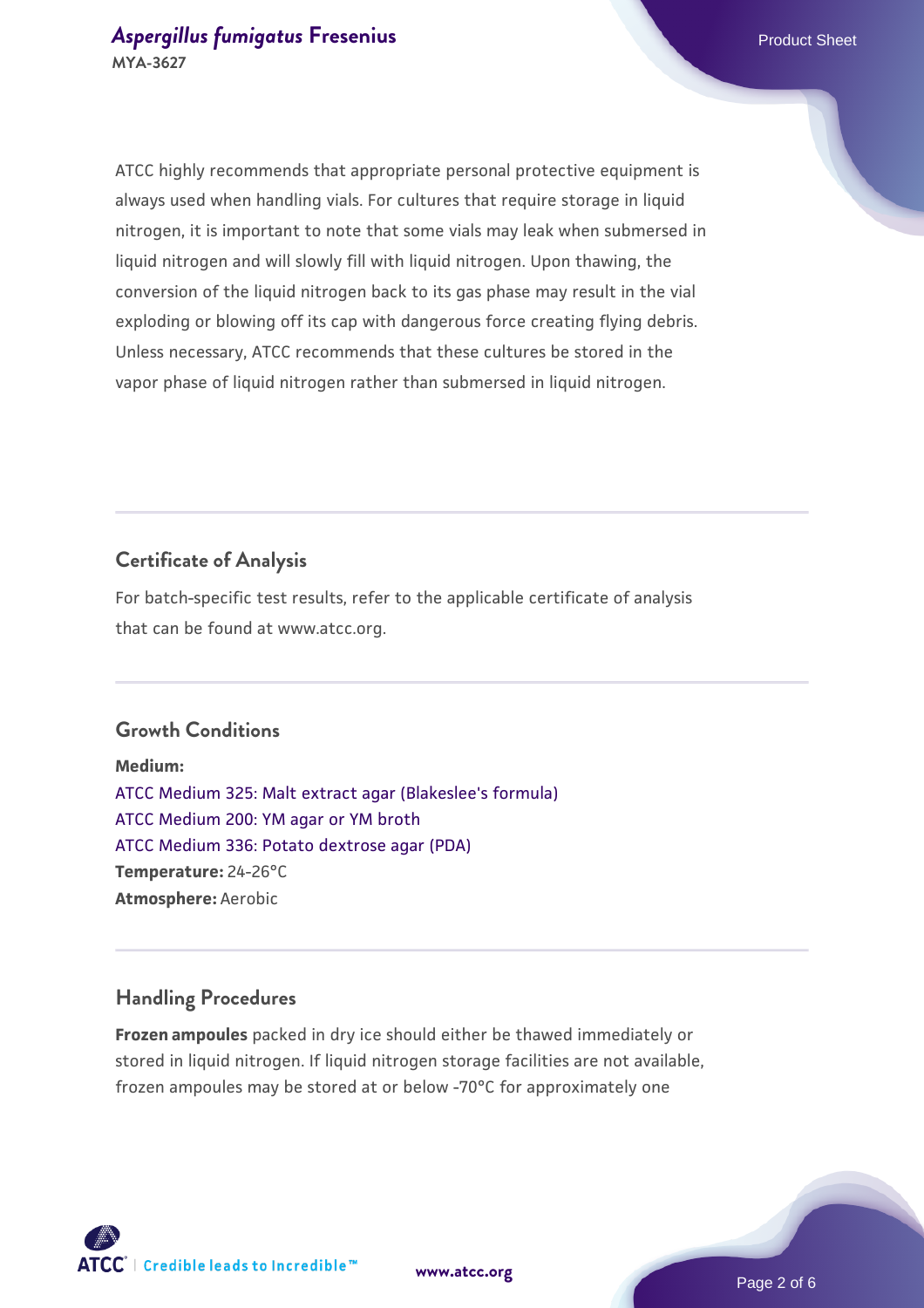ATCC highly recommends that appropriate personal protective equipment is always used when handling vials. For cultures that require storage in liquid nitrogen, it is important to note that some vials may leak when submersed in liquid nitrogen and will slowly fill with liquid nitrogen. Upon thawing, the conversion of the liquid nitrogen back to its gas phase may result in the vial exploding or blowing off its cap with dangerous force creating flying debris. Unless necessary, ATCC recommends that these cultures be stored in the vapor phase of liquid nitrogen rather than submersed in liquid nitrogen.

## Certificate of Analysis

For batch-specific test results, refer to the applicable certificate of analysis that can be found at www.atcc.org.

## Growth Conditions

**Medium:**
ATCC Medium 325: Malt extract agar (Blakeslee's formula)
ATCC Medium 200: YM agar or YM broth
ATCC Medium 336: Potato dextrose agar (PDA)
**Temperature:** 24-26°C
**Atmosphere:** Aerobic

## Handling Procedures

**Frozen ampoules** packed in dry ice should either be thawed immediately or stored in liquid nitrogen. If liquid nitrogen storage facilities are not available, frozen ampoules may be stored at or below -70°C for approximately one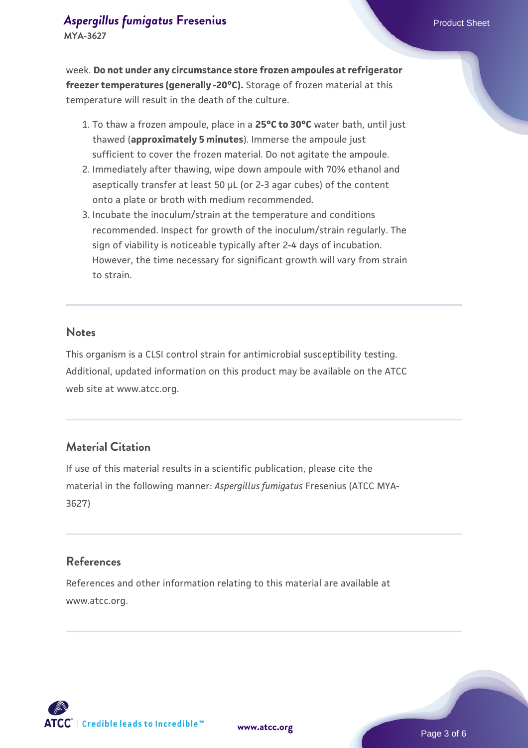week. **Do not under any circumstance store frozen ampoules at refrigerator freezer temperatures (generally -20°C).** Storage of frozen material at this temperature will result in the death of the culture.

1. To thaw a frozen ampoule, place in a **25°C to 30°C** water bath, until just thawed (**approximately 5 minutes**). Immerse the ampoule just sufficient to cover the frozen material. Do not agitate the ampoule.
2. Immediately after thawing, wipe down ampoule with 70% ethanol and aseptically transfer at least 50 µL (or 2-3 agar cubes) of the content onto a plate or broth with medium recommended.
3. Incubate the inoculum/strain at the temperature and conditions recommended. Inspect for growth of the inoculum/strain regularly. The sign of viability is noticeable typically after 2-4 days of incubation. However, the time necessary for significant growth will vary from strain to strain.

## Notes

This organism is a CLSI control strain for antimicrobial susceptibility testing. Additional, updated information on this product may be available on the ATCC web site at www.atcc.org.

## Material Citation

If use of this material results in a scientific publication, please cite the material in the following manner: *Aspergillus fumigatus* Fresenius (ATCC MYA-3627)

## References

References and other information relating to this material are available at www.atcc.org.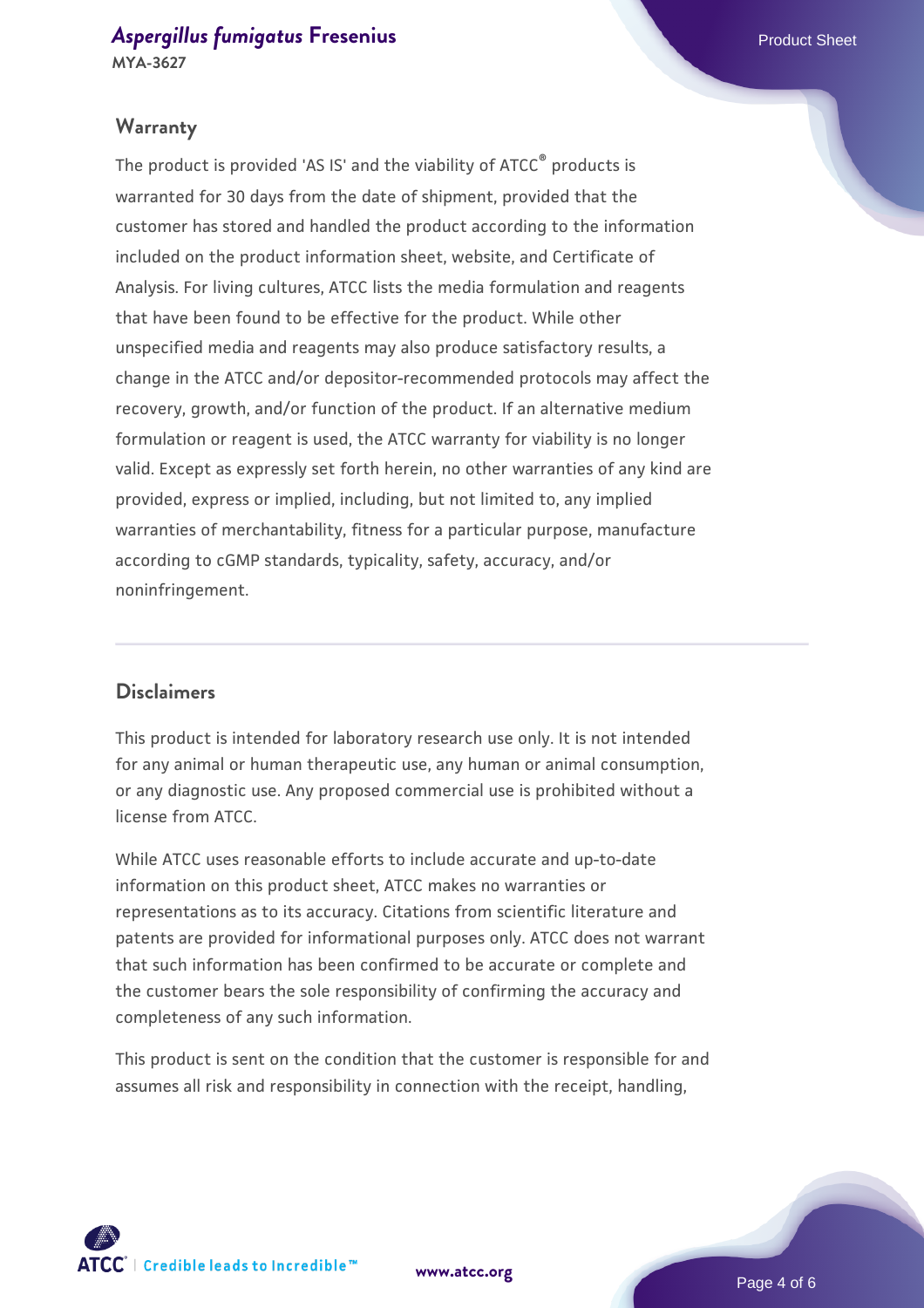## Warranty

The product is provided 'AS IS' and the viability of ATCC® products is warranted for 30 days from the date of shipment, provided that the customer has stored and handled the product according to the information included on the product information sheet, website, and Certificate of Analysis. For living cultures, ATCC lists the media formulation and reagents that have been found to be effective for the product. While other unspecified media and reagents may also produce satisfactory results, a change in the ATCC and/or depositor-recommended protocols may affect the recovery, growth, and/or function of the product. If an alternative medium formulation or reagent is used, the ATCC warranty for viability is no longer valid. Except as expressly set forth herein, no other warranties of any kind are provided, express or implied, including, but not limited to, any implied warranties of merchantability, fitness for a particular purpose, manufacture according to cGMP standards, typicality, safety, accuracy, and/or noninfringement.

## Disclaimers

This product is intended for laboratory research use only. It is not intended for any animal or human therapeutic use, any human or animal consumption, or any diagnostic use. Any proposed commercial use is prohibited without a license from ATCC.

While ATCC uses reasonable efforts to include accurate and up-to-date information on this product sheet, ATCC makes no warranties or representations as to its accuracy. Citations from scientific literature and patents are provided for informational purposes only. ATCC does not warrant that such information has been confirmed to be accurate or complete and the customer bears the sole responsibility of confirming the accuracy and completeness of any such information.

This product is sent on the condition that the customer is responsible for and assumes all risk and responsibility in connection with the receipt, handling,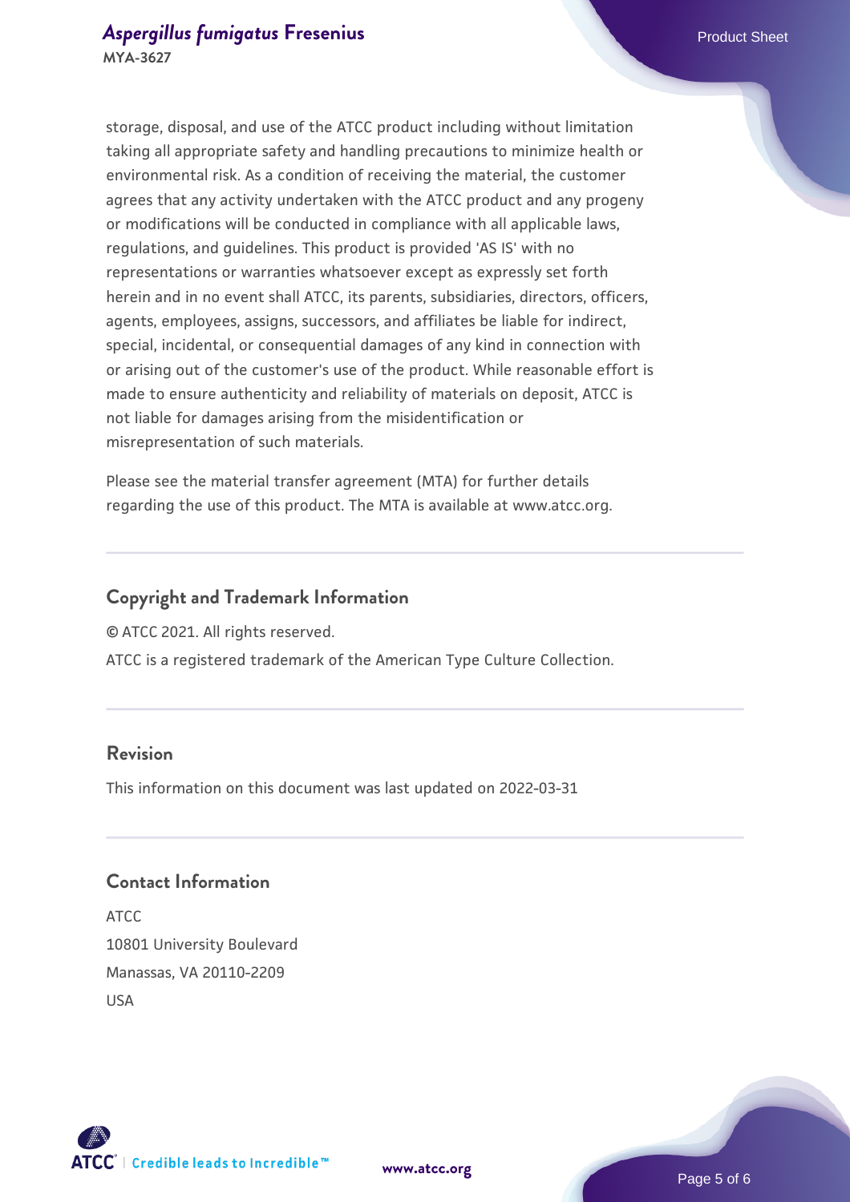storage, disposal, and use of the ATCC product including without limitation taking all appropriate safety and handling precautions to minimize health or environmental risk. As a condition of receiving the material, the customer agrees that any activity undertaken with the ATCC product and any progeny or modifications will be conducted in compliance with all applicable laws, regulations, and guidelines. This product is provided 'AS IS' with no representations or warranties whatsoever except as expressly set forth herein and in no event shall ATCC, its parents, subsidiaries, directors, officers, agents, employees, assigns, successors, and affiliates be liable for indirect, special, incidental, or consequential damages of any kind in connection with or arising out of the customer's use of the product. While reasonable effort is made to ensure authenticity and reliability of materials on deposit, ATCC is not liable for damages arising from the misidentification or misrepresentation of such materials.

Please see the material transfer agreement (MTA) for further details regarding the use of this product. The MTA is available at www.atcc.org.

## Copyright and Trademark Information

© ATCC 2021. All rights reserved.

ATCC is a registered trademark of the American Type Culture Collection.

## Revision

This information on this document was last updated on 2022-03-31

## Contact Information

ATCC
10801 University Boulevard
Manassas, VA 20110-2209
USA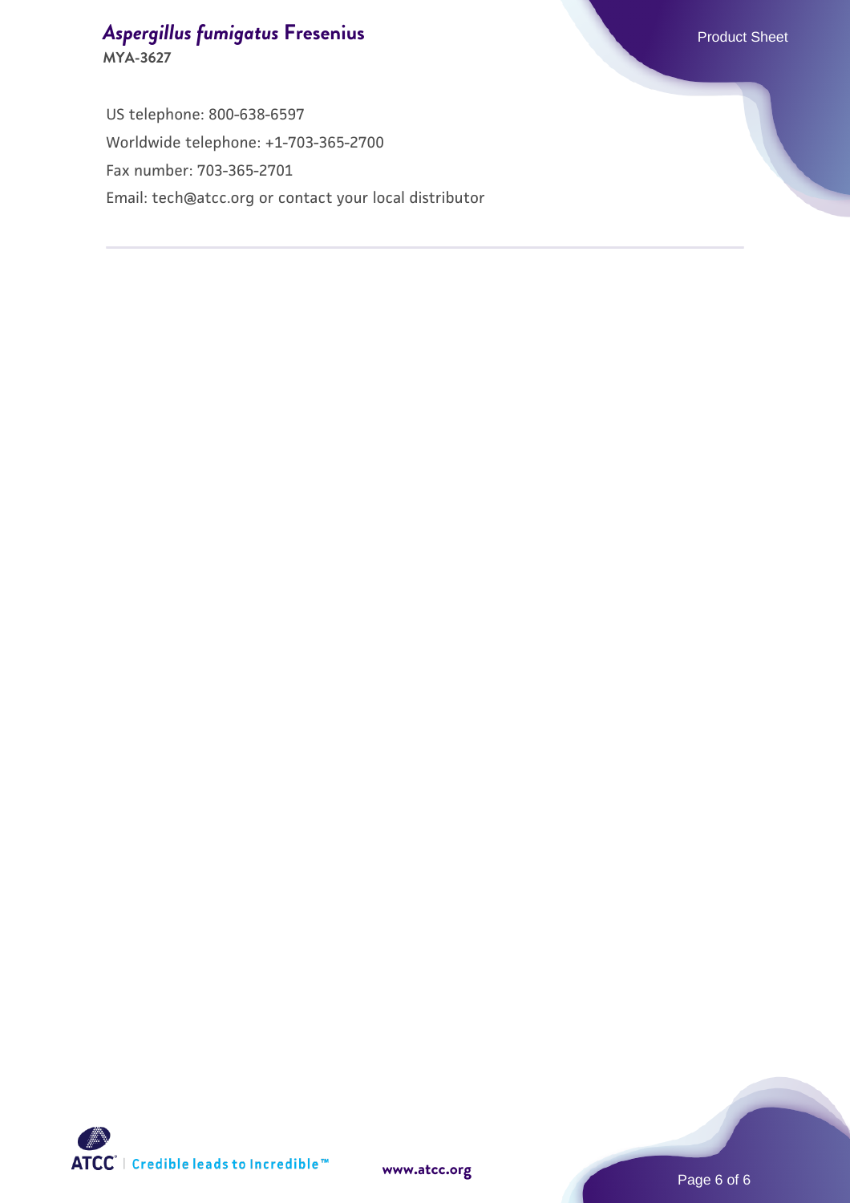US telephone: 800-638-6597

Worldwide telephone: +1-703-365-2700

Fax number: 703-365-2701

Email: tech@atcc.org or contact your local distributor